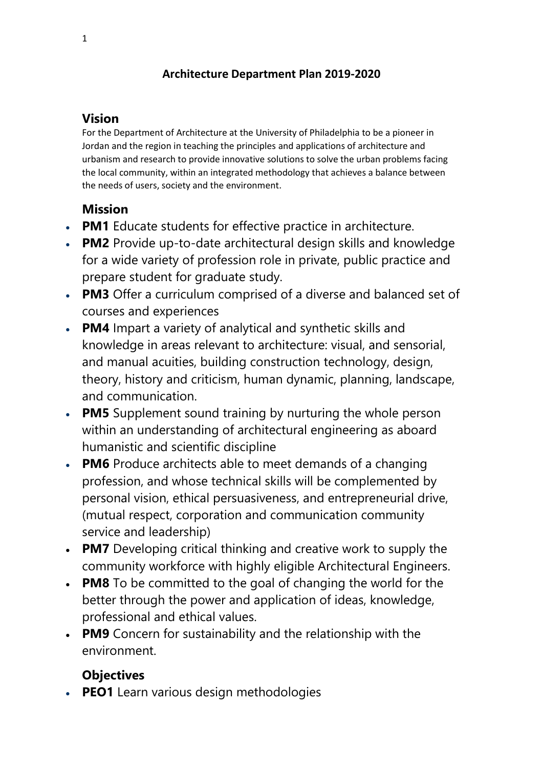# Architecture Department Plan 2019-2020

## Vision

For the Department of Architecture at the University of Philadelphia to be a pioneer in Jordan and the region in teaching the principles and applications of architecture and urbanism and research to provide innovative solutions to solve the urban problems facing the local community, within an integrated methodology that achieves a balance between the needs of users, society and the environment.

## Mission

- **PM1** Educate students for effective practice in architecture.
- **PM2** Provide up-to-date architectural design skills and knowledge for a wide variety of profession role in private, public practice and prepare student for graduate study.
- **PM3** Offer a curriculum comprised of a diverse and balanced set of courses and experiences
- **PM4** Impart a variety of analytical and synthetic skills and knowledge in areas relevant to architecture: visual, and sensorial, and manual acuities, building construction technology, design, theory, history and criticism, human dynamic, planning, landscape, and communication.
- **PM5** Supplement sound training by nurturing the whole person within an understanding of architectural engineering as aboard humanistic and scientific discipline
- **PM6** Produce architects able to meet demands of a changing profession, and whose technical skills will be complemented by personal vision, ethical persuasiveness, and entrepreneurial drive, (mutual respect, corporation and communication community service and leadership)
- **PM7** Developing critical thinking and creative work to supply the community workforce with highly eligible Architectural Engineers.
- **PM8** To be committed to the goal of changing the world for the better through the power and application of ideas, knowledge, professional and ethical values.
- **PM9** Concern for sustainability and the relationship with the environment.

## Objectives

- **PEO1** Learn various design methodologies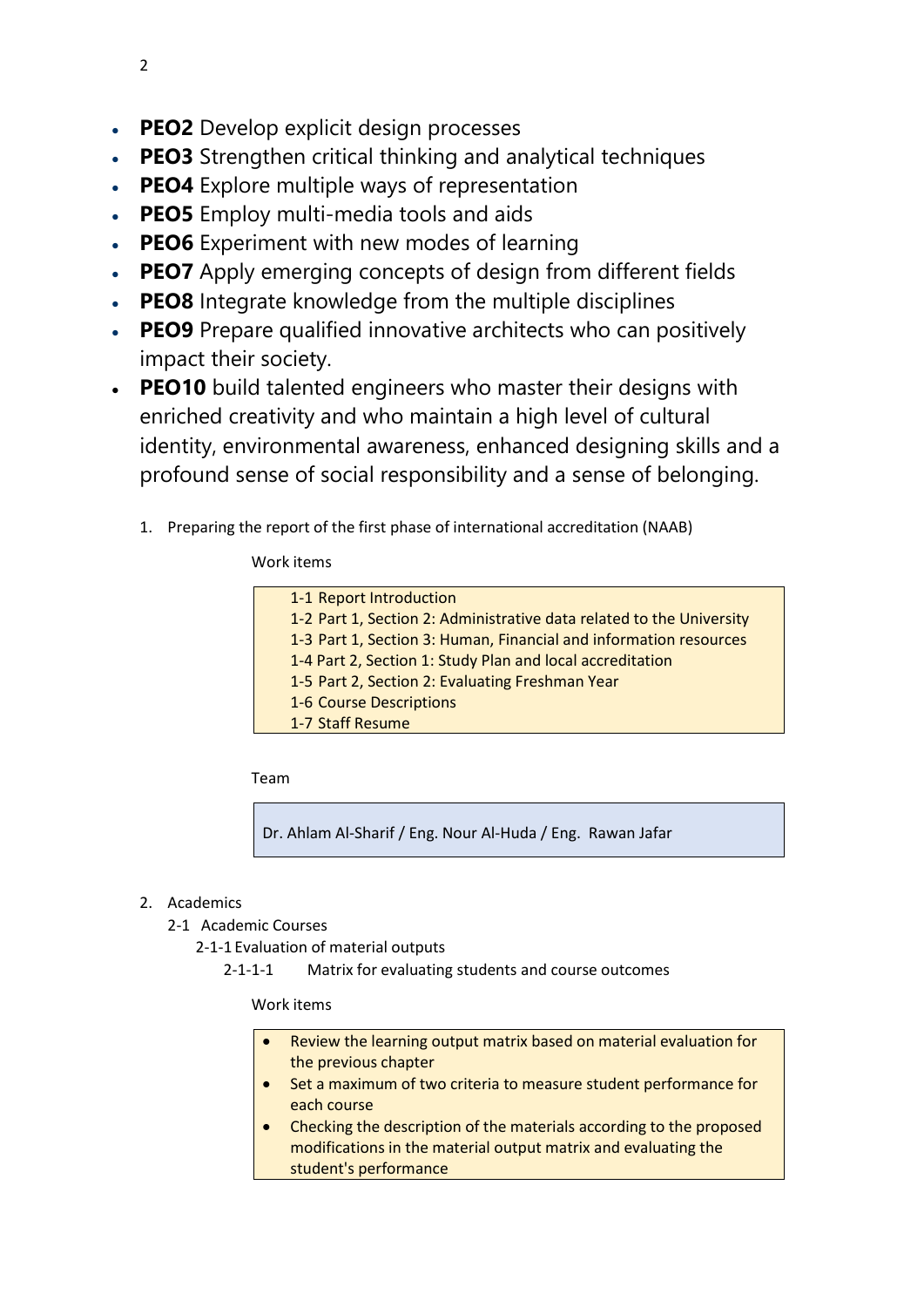- **PEO2** Develop explicit design processes
- **PEO3** Strengthen critical thinking and analytical techniques
- **PEO4** Explore multiple ways of representation
- **PEO5** Employ multi-media tools and aids
- **PEO6** Experiment with new modes of learning
- **PEO7** Apply emerging concepts of design from different fields
- **PEO8** Integrate knowledge from the multiple disciplines
- **PEO9** Prepare qualified innovative architects who can positively impact their society.
- **PEO10** build talented engineers who master their designs with enriched creativity and who maintain a high level of cultural identity, environmental awareness, enhanced designing skills and a profound sense of social responsibility and a sense of belonging.

1. Preparing the report of the first phase of international accreditation (NAAB)

   Work items

   1-1 Report Introduction
   1-2 Part 1, Section 2: Administrative data related to the University
   1-3 Part 1, Section 3: Human, Financial and information resources
   1-4 Part 2, Section 1: Study Plan and local accreditation
   1-5 Part 2, Section 2: Evaluating Freshman Year
   1-6 Course Descriptions
   1-7 Staff Resume

   Team

   Dr. Ahlam Al-Sharif / Eng. Nour Al-Huda / Eng. Rawan Jafar

2. Academics

   2-1 Academic Courses

   2-1-1 Evaluation of material outputs

   2-1-1-1 Matrix for evaluating students and course outcomes

   Work items

   - Review the learning output matrix based on material evaluation for the previous chapter
   - Set a maximum of two criteria to measure student performance for each course
   - Checking the description of the materials according to the proposed modifications in the material output matrix and evaluating the student's performance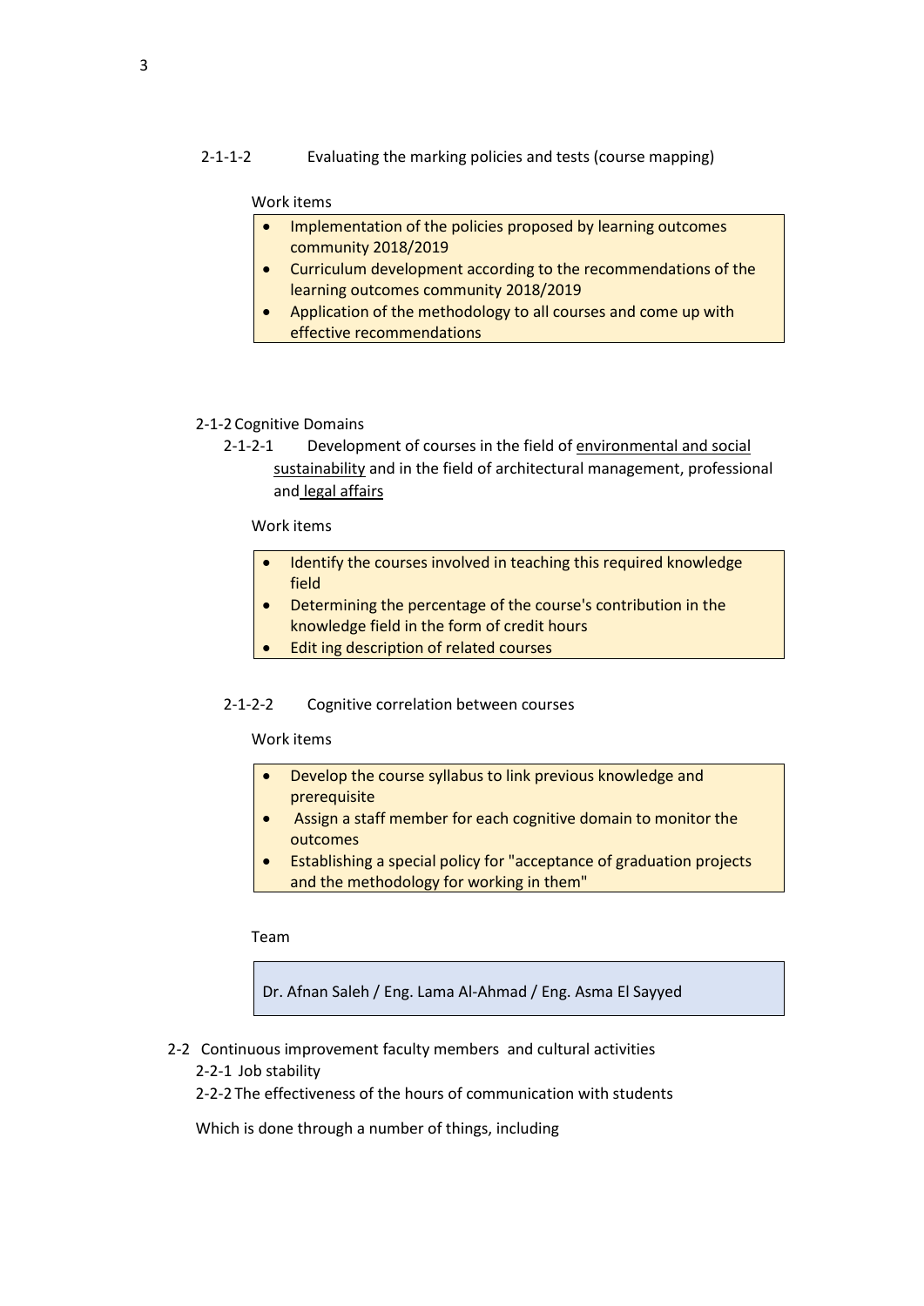2-1-1-2 Evaluating the marking policies and tests (course mapping)

Work items

- Implementation of the policies proposed by learning outcomes community 2018/2019
- Curriculum development according to the recommendations of the learning outcomes community 2018/2019
- Application of the methodology to all courses and come up with effective recommendations

2-1-2 Cognitive Domains

2-1-2-1 Development of courses in the field of environmental and social sustainability and in the field of architectural management, professional and legal affairs

Work items

- Identify the courses involved in teaching this required knowledge field
- Determining the percentage of the course's contribution in the knowledge field in the form of credit hours
- Edit ing description of related courses

2-1-2-2 Cognitive correlation between courses

Work items

- Develop the course syllabus to link previous knowledge and prerequisite
- Assign a staff member for each cognitive domain to monitor the outcomes
- Establishing a special policy for "acceptance of graduation projects and the methodology for working in them"

Team

Dr. Afnan Saleh / Eng. Lama Al-Ahmad / Eng. Asma El Sayyed

2-2 Continuous improvement faculty members and cultural activities

2-2-1 Job stability

2-2-2 The effectiveness of the hours of communication with students

Which is done through a number of things, including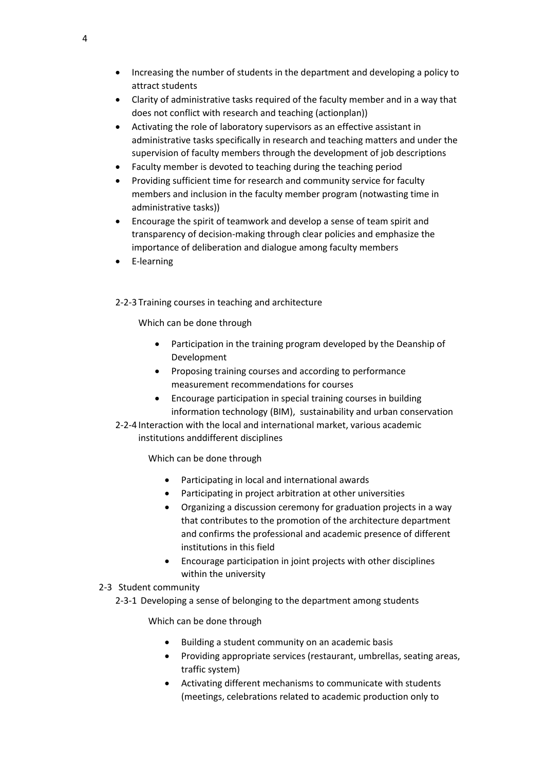- Increasing the number of students in the department and developing a policy to attract students
- Clarity of administrative tasks required of the faculty member and in a way that does not conflict with research and teaching (actionplan))
- Activating the role of laboratory supervisors as an effective assistant in administrative tasks specifically in research and teaching matters and under the supervision of faculty members through the development of job descriptions
- Faculty member is devoted to teaching during the teaching period
- Providing sufficient time for research and community service for faculty members and inclusion in the faculty member program (notwasting time in administrative tasks))
- Encourage the spirit of teamwork and develop a sense of team spirit and transparency of decision-making through clear policies and emphasize the importance of deliberation and dialogue among faculty members
- E-learning

2-2-3 Training courses in teaching and architecture

Which can be done through

- Participation in the training program developed by the Deanship of Development
- Proposing training courses and according to performance measurement recommendations for courses
- Encourage participation in special training courses in building information technology (BIM), sustainability and urban conservation

2-2-4 Interaction with the local and international market, various academic institutions anddifferent disciplines

Which can be done through

- Participating in local and international awards
- Participating in project arbitration at other universities
- Organizing a discussion ceremony for graduation projects in a way that contributes to the promotion of the architecture department and confirms the professional and academic presence of different institutions in this field
- Encourage participation in joint projects with other disciplines within the university

2-3 Student community

2-3-1 Developing a sense of belonging to the department among students

Which can be done through

- Building a student community on an academic basis
- Providing appropriate services (restaurant, umbrellas, seating areas, traffic system)
- Activating different mechanisms to communicate with students (meetings, celebrations related to academic production only to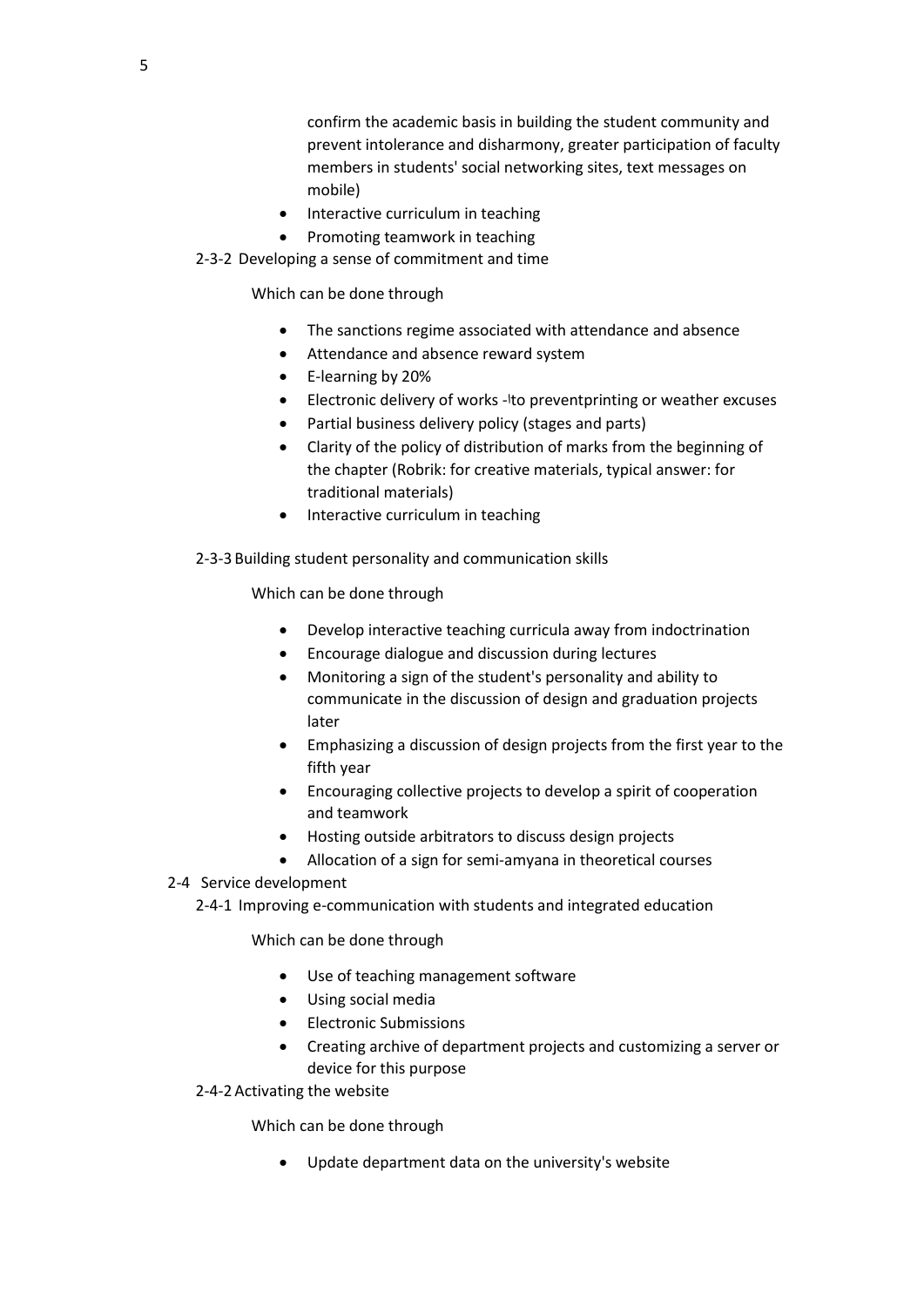confirm the academic basis in building the student community and prevent intolerance and disharmony, greater participation of faculty members in students' social networking sites, text messages on mobile)

- Interactive curriculum in teaching
- Promoting teamwork in teaching

2-3-2 Developing a sense of commitment and time

Which can be done through

- The sanctions regime associated with attendance and absence
- Attendance and absence reward system
- E-learning by 20%
- Electronic delivery of works -ا to preventprinting or weather excuses
- Partial business delivery policy (stages and parts)
- Clarity of the policy of distribution of marks from the beginning of the chapter (Robrik: for creative materials, typical answer: for traditional materials)
- Interactive curriculum in teaching

2-3-3 Building student personality and communication skills

Which can be done through

- Develop interactive teaching curricula away from indoctrination
- Encourage dialogue and discussion during lectures
- Monitoring a sign of the student's personality and ability to communicate in the discussion of design and graduation projects later
- Emphasizing a discussion of design projects from the first year to the fifth year
- Encouraging collective projects to develop a spirit of cooperation and teamwork
- Hosting outside arbitrators to discuss design projects
- Allocation of a sign for semi-amyana in theoretical courses

2-4 Service development

2-4-1 Improving e-communication with students and integrated education

Which can be done through

- Use of teaching management software
- Using social media
- Electronic Submissions
- Creating archive of department projects and customizing a server or device for this purpose

2-4-2 Activating the website

Which can be done through

- Update department data on the university's website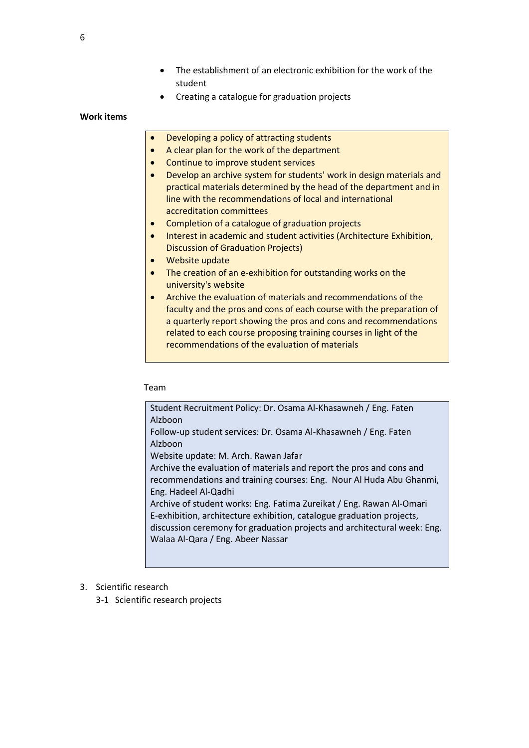- The establishment of an electronic exhibition for the work of the student
- Creating a catalogue for graduation projects

**Work items**

- Developing a policy of attracting students
- A clear plan for the work of the department
- Continue to improve student services
- Develop an archive system for students' work in design materials and practical materials determined by the head of the department and in line with the recommendations of local and international accreditation committees
- Completion of a catalogue of graduation projects
- Interest in academic and student activities (Architecture Exhibition, Discussion of Graduation Projects)
- Website update
- The creation of an e-exhibition for outstanding works on the university's website
- Archive the evaluation of materials and recommendations of the faculty and the pros and cons of each course with the preparation of a quarterly report showing the pros and cons and recommendations related to each course proposing training courses in light of the recommendations of the evaluation of materials

Team

Student Recruitment Policy: Dr. Osama Al-Khasawneh / Eng. Faten Alzboon
Follow-up student services: Dr. Osama Al-Khasawneh / Eng. Faten Alzboon
Website update: M. Arch. Rawan Jafar
Archive the evaluation of materials and report the pros and cons and recommendations and training courses: Eng. Nour Al Huda Abu Ghanmi, Eng. Hadeel Al-Qadhi
Archive of student works: Eng. Fatima Zureikat / Eng. Rawan Al-Omari
E-exhibition, architecture exhibition, catalogue graduation projects, discussion ceremony for graduation projects and architectural week: Eng. Walaa Al-Qara / Eng. Abeer Nassar

3. Scientific research
   3-1 Scientific research projects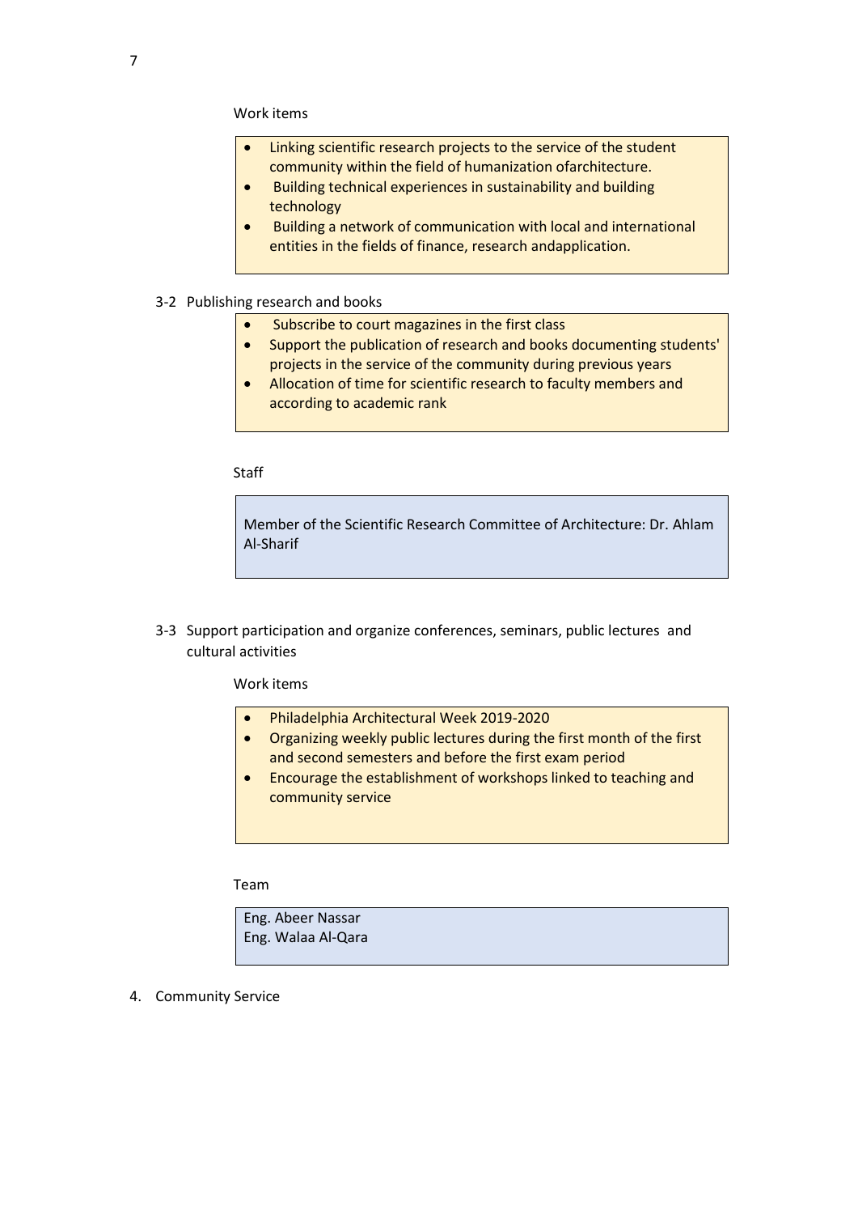Work items

- Linking scientific research projects to the service of the student community within the field of humanization ofarchitecture.
- Building technical experiences in sustainability and building technology
- Building a network of communication with local and international entities in the fields of finance, research andapplication.

3-2 Publishing research and books

- Subscribe to court magazines in the first class
- Support the publication of research and books documenting students' projects in the service of the community during previous years
- Allocation of time for scientific research to faculty members and according to academic rank

Staff

Member of the Scientific Research Committee of Architecture: Dr. Ahlam Al-Sharif

3-3 Support participation and organize conferences, seminars, public lectures and cultural activities

Work items

- Philadelphia Architectural Week 2019-2020
- Organizing weekly public lectures during the first month of the first and second semesters and before the first exam period
- Encourage the establishment of workshops linked to teaching and community service

Team

Eng. Abeer Nassar
Eng. Walaa Al-Qara

4. Community Service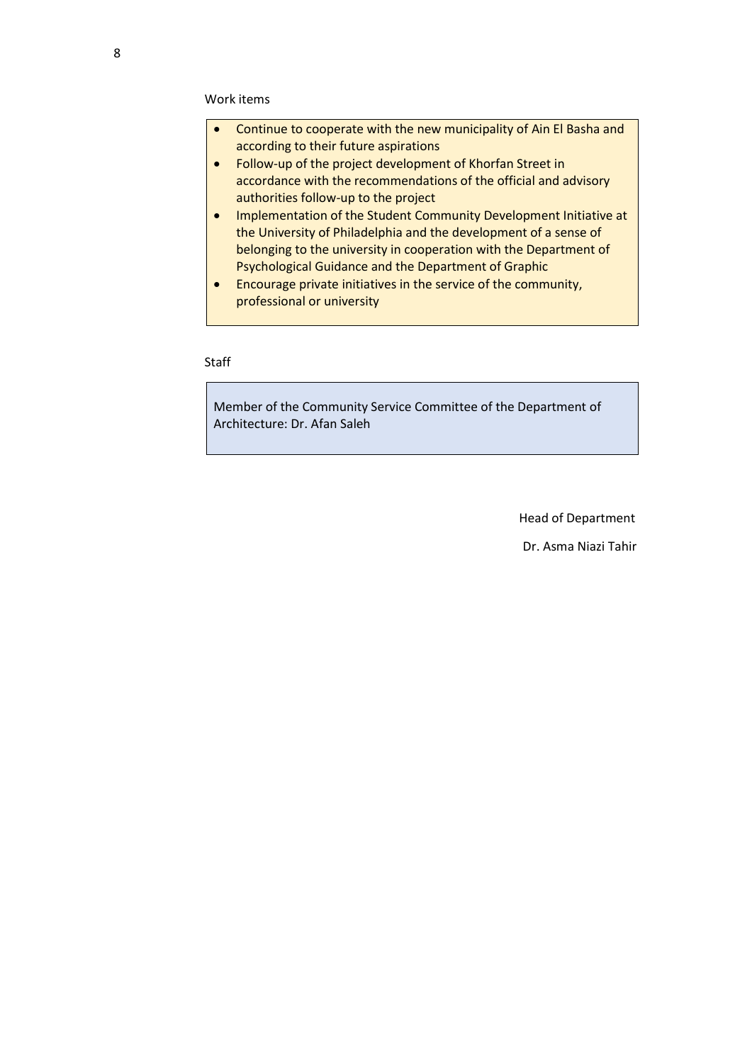Work items

- Continue to cooperate with the new municipality of Ain El Basha and according to their future aspirations
- Follow-up of the project development of Khorfan Street in accordance with the recommendations of the official and advisory authorities follow-up to the project
- Implementation of the Student Community Development Initiative at the University of Philadelphia and the development of a sense of belonging to the university in cooperation with the Department of Psychological Guidance and the Department of Graphic
- Encourage private initiatives in the service of the community, professional or university

Staff

Member of the Community Service Committee of the Department of Architecture: Dr. Afan Saleh

Head of Department

Dr. Asma Niazi Tahir